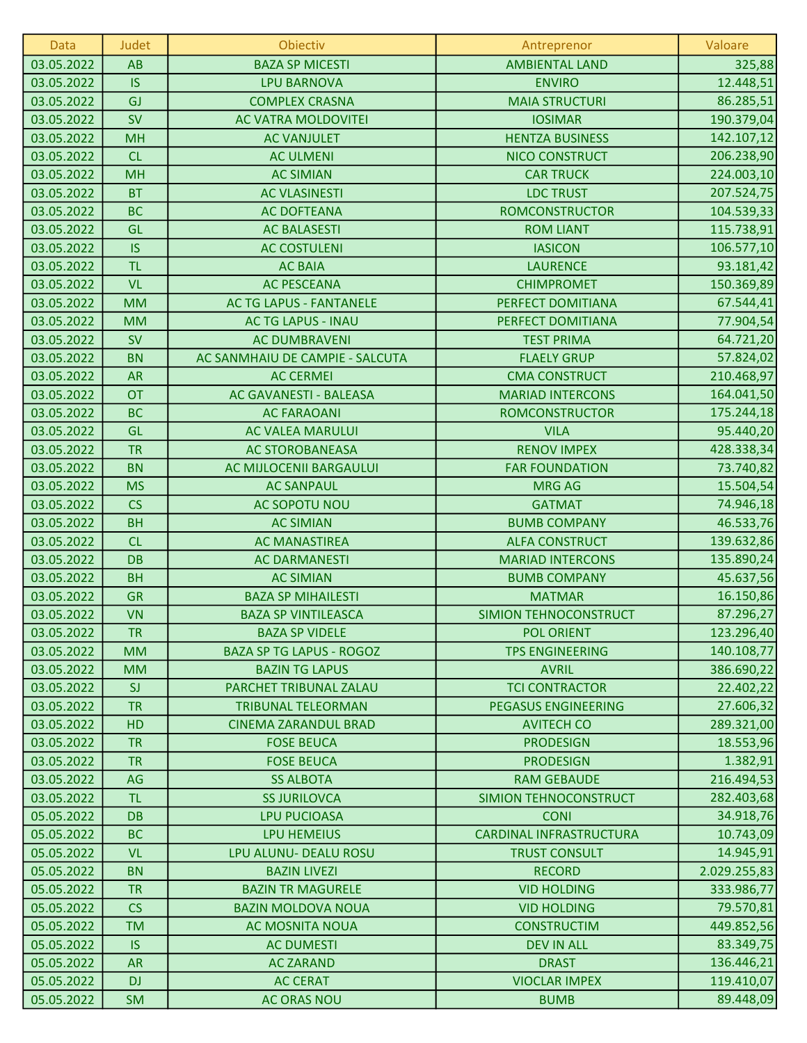| Data | Judet | Obiectiv | Antreprenor | Valoare |
|---|---|---|---|---|
| 03.05.2022 | AB | BAZA SP MICESTI | AMBIENTAL LAND | 325,88 |
| 03.05.2022 | IS | LPU BARNOVA | ENVIRO | 12.448,51 |
| 03.05.2022 | GJ | COMPLEX CRASNA | MAIA STRUCTURI | 86.285,51 |
| 03.05.2022 | SV | AC VATRA MOLDOVITEI | IOSIMAR | 190.379,04 |
| 03.05.2022 | MH | AC VANJULET | HENTZA BUSINESS | 142.107,12 |
| 03.05.2022 | CL | AC ULMENI | NICO CONSTRUCT | 206.238,90 |
| 03.05.2022 | MH | AC SIMIAN | CAR TRUCK | 224.003,10 |
| 03.05.2022 | BT | AC VLASINESTI | LDC TRUST | 207.524,75 |
| 03.05.2022 | BC | AC DOFTEANA | ROMCONSTRUCTOR | 104.539,33 |
| 03.05.2022 | GL | AC BALASESTI | ROM LIANT | 115.738,91 |
| 03.05.2022 | IS | AC COSTULENI | IASICON | 106.577,10 |
| 03.05.2022 | TL | AC BAIA | LAURENCE | 93.181,42 |
| 03.05.2022 | VL | AC PESCEANA | CHIMPROMET | 150.369,89 |
| 03.05.2022 | MM | AC TG LAPUS - FANTANELE | PERFECT DOMITIANA | 67.544,41 |
| 03.05.2022 | MM | AC TG LAPUS - INAU | PERFECT DOMITIANA | 77.904,54 |
| 03.05.2022 | SV | AC DUMBRAVENI | TEST PRIMA | 64.721,20 |
| 03.05.2022 | BN | AC SANMHAIU DE CAMPIE - SALCUTA | FLAELY GRUP | 57.824,02 |
| 03.05.2022 | AR | AC CERMEI | CMA CONSTRUCT | 210.468,97 |
| 03.05.2022 | OT | AC GAVANESTI - BALEASA | MARIAD INTERCONS | 164.041,50 |
| 03.05.2022 | BC | AC FARAOANI | ROMCONSTRUCTOR | 175.244,18 |
| 03.05.2022 | GL | AC VALEA MARULUI | VILA | 95.440,20 |
| 03.05.2022 | TR | AC STOROBANEASA | RENOV IMPEX | 428.338,34 |
| 03.05.2022 | BN | AC MIJLOCENII BARGAULUI | FAR FOUNDATION | 73.740,82 |
| 03.05.2022 | MS | AC SANPAUL | MRG AG | 15.504,54 |
| 03.05.2022 | CS | AC SOPOTU NOU | GATMAT | 74.946,18 |
| 03.05.2022 | BH | AC SIMIAN | BUMB COMPANY | 46.533,76 |
| 03.05.2022 | CL | AC MANASTIREA | ALFA CONSTRUCT | 139.632,86 |
| 03.05.2022 | DB | AC DARMANESTI | MARIAD INTERCONS | 135.890,24 |
| 03.05.2022 | BH | AC SIMIAN | BUMB COMPANY | 45.637,56 |
| 03.05.2022 | GR | BAZA SP MIHAILESTI | MATMAR | 16.150,86 |
| 03.05.2022 | VN | BAZA SP VINTILEASCA | SIMION TEHNOCONSTRUCT | 87.296,27 |
| 03.05.2022 | TR | BAZA SP VIDELE | POL ORIENT | 123.296,40 |
| 03.05.2022 | MM | BAZA SP TG LAPUS - ROGOZ | TPS ENGINEERING | 140.108,77 |
| 03.05.2022 | MM | BAZIN TG LAPUS | AVRIL | 386.690,22 |
| 03.05.2022 | SJ | PARCHET TRIBUNAL ZALAU | TCI CONTRACTOR | 22.402,22 |
| 03.05.2022 | TR | TRIBUNAL TELEORMAN | PEGASUS ENGINEERING | 27.606,32 |
| 03.05.2022 | HD | CINEMA ZARANDUL BRAD | AVITECH CO | 289.321,00 |
| 03.05.2022 | TR | FOSE BEUCA | PRODESIGN | 18.553,96 |
| 03.05.2022 | TR | FOSE BEUCA | PRODESIGN | 1.382,91 |
| 03.05.2022 | AG | SS ALBOTA | RAM GEBAUDE | 216.494,53 |
| 03.05.2022 | TL | SS JURILOVCA | SIMION TEHNOCONSTRUCT | 282.403,68 |
| 05.05.2022 | DB | LPU PUCIOASA | CONI | 34.918,76 |
| 05.05.2022 | BC | LPU HEMEIUS | CARDINAL INFRASTRUCTURA | 10.743,09 |
| 05.05.2022 | VL | LPU ALUNU- DEALU ROSU | TRUST CONSULT | 14.945,91 |
| 05.05.2022 | BN | BAZIN LIVEZI | RECORD | 2.029.255,83 |
| 05.05.2022 | TR | BAZIN TR MAGURELE | VID HOLDING | 333.986,77 |
| 05.05.2022 | CS | BAZIN MOLDOVA NOUA | VID HOLDING | 79.570,81 |
| 05.05.2022 | TM | AC MOSNITA NOUA | CONSTRUCTIM | 449.852,56 |
| 05.05.2022 | IS | AC DUMESTI | DEV IN ALL | 83.349,75 |
| 05.05.2022 | AR | AC ZARAND | DRAST | 136.446,21 |
| 05.05.2022 | DJ | AC CERAT | VIOCLAR IMPEX | 119.410,07 |
| 05.05.2022 | SM | AC ORAS NOU | BUMB | 89.448,09 |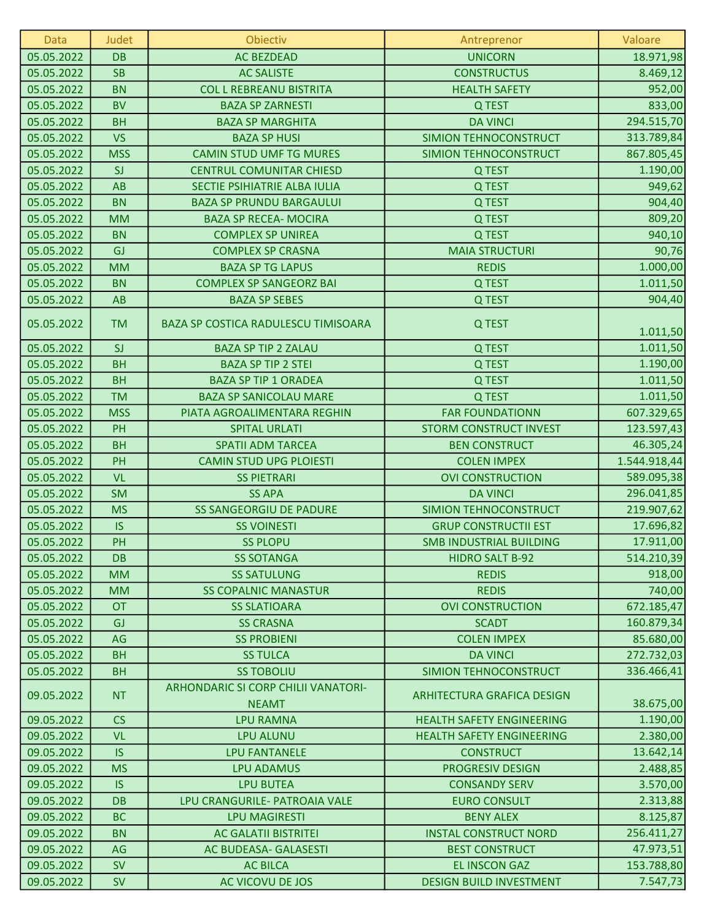| Data | Judet | Obiectiv | Antreprenor | Valoare |
|---|---|---|---|---|
| 05.05.2022 | DB | AC BEZDEAD | UNICORN | 18.971,98 |
| 05.05.2022 | SB | AC SALISTE | CONSTRUCTUS | 8.469,12 |
| 05.05.2022 | BN | COL L REBREANU BISTRITA | HEALTH SAFETY | 952,00 |
| 05.05.2022 | BV | BAZA SP ZARNESTI | Q TEST | 833,00 |
| 05.05.2022 | BH | BAZA SP MARGHITA | DA VINCI | 294.515,70 |
| 05.05.2022 | VS | BAZA SP HUSI | SIMION TEHNOCONSTRUCT | 313.789,84 |
| 05.05.2022 | MSS | CAMIN STUD UMF TG MURES | SIMION TEHNOCONSTRUCT | 867.805,45 |
| 05.05.2022 | SJ | CENTRUL COMUNITAR CHIESD | Q TEST | 1.190,00 |
| 05.05.2022 | AB | SECTIE PSIHIATRIE ALBA IULIA | Q TEST | 949,62 |
| 05.05.2022 | BN | BAZA SP PRUNDU BARGAULUI | Q TEST | 904,40 |
| 05.05.2022 | MM | BAZA SP RECEA- MOCIRA | Q TEST | 809,20 |
| 05.05.2022 | BN | COMPLEX SP UNIREA | Q TEST | 940,10 |
| 05.05.2022 | GJ | COMPLEX SP CRASNA | MAIA STRUCTURI | 90,76 |
| 05.05.2022 | MM | BAZA SP TG LAPUS | REDIS | 1.000,00 |
| 05.05.2022 | BN | COMPLEX SP SANGEORZ BAI | Q TEST | 1.011,50 |
| 05.05.2022 | AB | BAZA SP SEBES | Q TEST | 904,40 |
| 05.05.2022 | TM | BAZA SP COSTICA RADULESCU TIMISOARA | Q TEST | 1.011,50 |
| 05.05.2022 | SJ | BAZA SP TIP 2 ZALAU | Q TEST | 1.011,50 |
| 05.05.2022 | BH | BAZA SP TIP 2 STEI | Q TEST | 1.190,00 |
| 05.05.2022 | BH | BAZA SP TIP 1 ORADEA | Q TEST | 1.011,50 |
| 05.05.2022 | TM | BAZA SP SANICOLAU MARE | Q TEST | 1.011,50 |
| 05.05.2022 | MSS | PIATA AGROALIMENTARA REGHIN | FAR FOUNDATIONN | 607.329,65 |
| 05.05.2022 | PH | SPITAL URLATI | STORM CONSTRUCT INVEST | 123.597,43 |
| 05.05.2022 | BH | SPATII ADM TARCEA | BEN CONSTRUCT | 46.305,24 |
| 05.05.2022 | PH | CAMIN STUD UPG PLOIESTI | COLEN IMPEX | 1.544.918,44 |
| 05.05.2022 | VL | SS PIETRARI | OVI CONSTRUCTION | 589.095,38 |
| 05.05.2022 | SM | SS APA | DA VINCI | 296.041,85 |
| 05.05.2022 | MS | SS SANGEORGIU DE PADURE | SIMION TEHNOCONSTRUCT | 219.907,62 |
| 05.05.2022 | IS | SS VOINESTI | GRUP CONSTRUCTII EST | 17.696,82 |
| 05.05.2022 | PH | SS PLOPU | SMB INDUSTRIAL BUILDING | 17.911,00 |
| 05.05.2022 | DB | SS SOTANGA | HIDRO SALT B-92 | 514.210,39 |
| 05.05.2022 | MM | SS SATULUNG | REDIS | 918,00 |
| 05.05.2022 | MM | SS COPALNIC MANASTUR | REDIS | 740,00 |
| 05.05.2022 | OT | SS SLATIOARA | OVI CONSTRUCTION | 672.185,47 |
| 05.05.2022 | GJ | SS CRASNA | SCADT | 160.879,34 |
| 05.05.2022 | AG | SS PROBIENI | COLEN IMPEX | 85.680,00 |
| 05.05.2022 | BH | SS TULCA | DA VINCI | 272.732,03 |
| 05.05.2022 | BH | SS TOBOLIU | SIMION TEHNOCONSTRUCT | 336.466,41 |
| 09.05.2022 | NT | ARHONDARIC SI CORP CHILII VANATORI-NEAMT | ARHITECTURA GRAFICA DESIGN | 38.675,00 |
| 09.05.2022 | CS | LPU RAMNA | HEALTH SAFETY ENGINEERING | 1.190,00 |
| 09.05.2022 | VL | LPU ALUNU | HEALTH SAFETY ENGINEERING | 2.380,00 |
| 09.05.2022 | IS | LPU FANTANELE | CONSTRUCT | 13.642,14 |
| 09.05.2022 | MS | LPU ADAMUS | PROGRESIV DESIGN | 2.488,85 |
| 09.05.2022 | IS | LPU BUTEA | CONSANDY SERV | 3.570,00 |
| 09.05.2022 | DB | LPU CRANGURILE- PATROAIA VALE | EURO CONSULT | 2.313,88 |
| 09.05.2022 | BC | LPU MAGIRESTI | BENY ALEX | 8.125,87 |
| 09.05.2022 | BN | AC GALATII BISTRITEI | INSTAL CONSTRUCT NORD | 256.411,27 |
| 09.05.2022 | AG | AC BUDEASA- GALASESTI | BEST CONSTRUCT | 47.973,51 |
| 09.05.2022 | SV | AC BILCA | EL INSCON GAZ | 153.788,80 |
| 09.05.2022 | SV | AC VICOVU DE JOS | DESIGN BUILD INVESTMENT | 7.547,73 |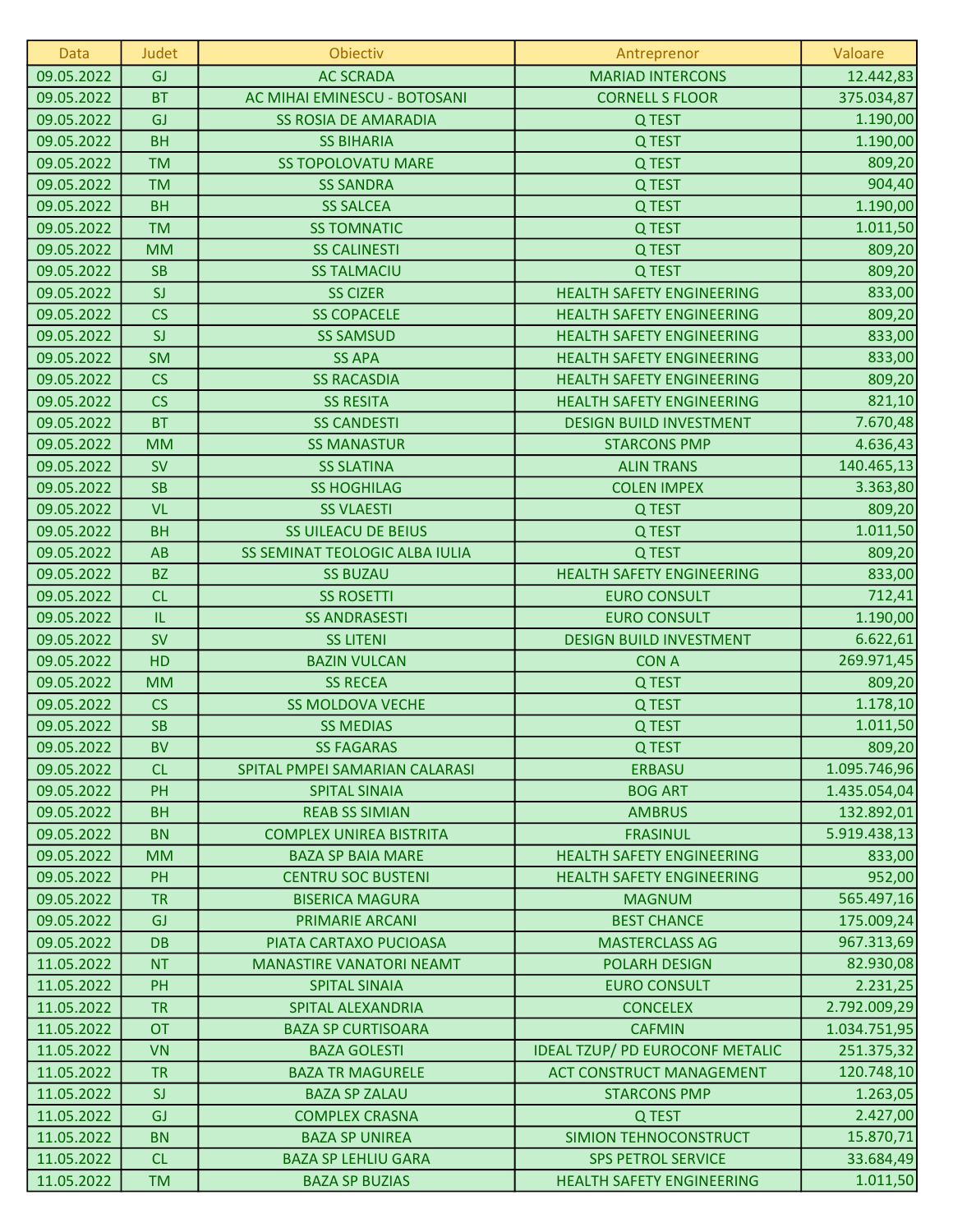| Data | Judet | Obiectiv | Antreprenor | Valoare |
|---|---|---|---|---|
| 09.05.2022 | GJ | AC SCRADA | MARIAD INTERCONS | 12.442,83 |
| 09.05.2022 | BT | AC MIHAI EMINESCU - BOTOSANI | CORNELL S FLOOR | 375.034,87 |
| 09.05.2022 | GJ | SS ROSIA DE AMARADIA | Q TEST | 1.190,00 |
| 09.05.2022 | BH | SS BIHARIA | Q TEST | 1.190,00 |
| 09.05.2022 | TM | SS TOPOLOVATU MARE | Q TEST | 809,20 |
| 09.05.2022 | TM | SS SANDRA | Q TEST | 904,40 |
| 09.05.2022 | BH | SS SALCEA | Q TEST | 1.190,00 |
| 09.05.2022 | TM | SS TOMNATIC | Q TEST | 1.011,50 |
| 09.05.2022 | MM | SS CALINESTI | Q TEST | 809,20 |
| 09.05.2022 | SB | SS TALMACIU | Q TEST | 809,20 |
| 09.05.2022 | SJ | SS CIZER | HEALTH SAFETY ENGINEERING | 833,00 |
| 09.05.2022 | CS | SS COPACELE | HEALTH SAFETY ENGINEERING | 809,20 |
| 09.05.2022 | SJ | SS SAMSUD | HEALTH SAFETY ENGINEERING | 833,00 |
| 09.05.2022 | SM | SS APA | HEALTH SAFETY ENGINEERING | 833,00 |
| 09.05.2022 | CS | SS RACASDIA | HEALTH SAFETY ENGINEERING | 809,20 |
| 09.05.2022 | CS | SS RESITA | HEALTH SAFETY ENGINEERING | 821,10 |
| 09.05.2022 | BT | SS CANDESTI | DESIGN BUILD INVESTMENT | 7.670,48 |
| 09.05.2022 | MM | SS MANASTUR | STARCONS PMP | 4.636,43 |
| 09.05.2022 | SV | SS SLATINA | ALIN TRANS | 140.465,13 |
| 09.05.2022 | SB | SS HOGHILAG | COLEN IMPEX | 3.363,80 |
| 09.05.2022 | VL | SS VLAESTI | Q TEST | 809,20 |
| 09.05.2022 | BH | SS UILEACU DE BEIUS | Q TEST | 1.011,50 |
| 09.05.2022 | AB | SS SEMINAT TEOLOGIC ALBA IULIA | Q TEST | 809,20 |
| 09.05.2022 | BZ | SS BUZAU | HEALTH SAFETY ENGINEERING | 833,00 |
| 09.05.2022 | CL | SS ROSETTI | EURO CONSULT | 712,41 |
| 09.05.2022 | IL | SS ANDRASESTI | EURO CONSULT | 1.190,00 |
| 09.05.2022 | SV | SS LITENI | DESIGN BUILD INVESTMENT | 6.622,61 |
| 09.05.2022 | HD | BAZIN VULCAN | CON A | 269.971,45 |
| 09.05.2022 | MM | SS RECEA | Q TEST | 809,20 |
| 09.05.2022 | CS | SS MOLDOVA VECHE | Q TEST | 1.178,10 |
| 09.05.2022 | SB | SS MEDIAS | Q TEST | 1.011,50 |
| 09.05.2022 | BV | SS FAGARAS | Q TEST | 809,20 |
| 09.05.2022 | CL | SPITAL PMPEI SAMARIAN CALARASI | ERBASU | 1.095.746,96 |
| 09.05.2022 | PH | SPITAL SINAIA | BOG ART | 1.435.054,04 |
| 09.05.2022 | BH | REAB SS SIMIAN | AMBRUS | 132.892,01 |
| 09.05.2022 | BN | COMPLEX UNIREA BISTRITA | FRASINUL | 5.919.438,13 |
| 09.05.2022 | MM | BAZA SP BAIA MARE | HEALTH SAFETY ENGINEERING | 833,00 |
| 09.05.2022 | PH | CENTRU SOC BUSTENI | HEALTH SAFETY ENGINEERING | 952,00 |
| 09.05.2022 | TR | BISERICA MAGURA | MAGNUM | 565.497,16 |
| 09.05.2022 | GJ | PRIMARIE ARCANI | BEST CHANCE | 175.009,24 |
| 09.05.2022 | DB | PIATA CARTAXO PUCIOASA | MASTERCLASS AG | 967.313,69 |
| 11.05.2022 | NT | MANASTIRE VANATORI NEAMT | POLARH DESIGN | 82.930,08 |
| 11.05.2022 | PH | SPITAL SINAIA | EURO CONSULT | 2.231,25 |
| 11.05.2022 | TR | SPITAL ALEXANDRIA | CONCELEX | 2.792.009,29 |
| 11.05.2022 | OT | BAZA SP CURTISOARA | CAFMIN | 1.034.751,95 |
| 11.05.2022 | VN | BAZA GOLESTI | IDEAL TZUP/ PD EUROCONF METALIC | 251.375,32 |
| 11.05.2022 | TR | BAZA TR MAGURELE | ACT CONSTRUCT MANAGEMENT | 120.748,10 |
| 11.05.2022 | SJ | BAZA SP ZALAU | STARCONS PMP | 1.263,05 |
| 11.05.2022 | GJ | COMPLEX CRASNA | Q TEST | 2.427,00 |
| 11.05.2022 | BN | BAZA SP UNIREA | SIMION TEHNOCONSTRUCT | 15.870,71 |
| 11.05.2022 | CL | BAZA SP LEHLIU GARA | SPS PETROL SERVICE | 33.684,49 |
| 11.05.2022 | TM | BAZA SP BUZIAS | HEALTH SAFETY ENGINEERING | 1.011,50 |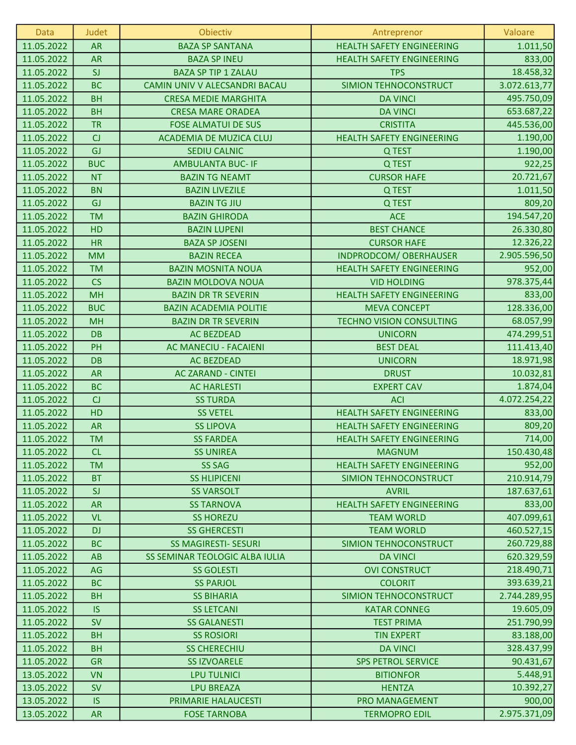| Data | Judet | Obiectiv | Antreprenor | Valoare |
|---|---|---|---|---|
| 11.05.2022 | AR | BAZA SP SANTANA | HEALTH SAFETY ENGINEERING | 1.011,50 |
| 11.05.2022 | AR | BAZA SP INEU | HEALTH SAFETY ENGINEERING | 833,00 |
| 11.05.2022 | SJ | BAZA SP TIP 1 ZALAU | TPS | 18.458,32 |
| 11.05.2022 | BC | CAMIN UNIV V ALECSANDRI BACAU | SIMION TEHNOCONSTRUCT | 3.072.613,77 |
| 11.05.2022 | BH | CRESA MEDIE MARGHITA | DA VINCI | 495.750,09 |
| 11.05.2022 | BH | CRESA MARE ORADEA | DA VINCI | 653.687,22 |
| 11.05.2022 | TR | FOSE ALMATUI DE SUS | CRISTITA | 445.536,00 |
| 11.05.2022 | CJ | ACADEMIA DE MUZICA CLUJ | HEALTH SAFETY ENGINEERING | 1.190,00 |
| 11.05.2022 | GJ | SEDIU CALNIC | Q TEST | 1.190,00 |
| 11.05.2022 | BUC | AMBULANTA BUC- IF | Q TEST | 922,25 |
| 11.05.2022 | NT | BAZIN TG NEAMT | CURSOR HAFE | 20.721,67 |
| 11.05.2022 | BN | BAZIN LIVEZILE | Q TEST | 1.011,50 |
| 11.05.2022 | GJ | BAZIN TG JIU | Q TEST | 809,20 |
| 11.05.2022 | TM | BAZIN GHIRODA | ACE | 194.547,20 |
| 11.05.2022 | HD | BAZIN LUPENI | BEST CHANCE | 26.330,80 |
| 11.05.2022 | HR | BAZA SP JOSENI | CURSOR HAFE | 12.326,22 |
| 11.05.2022 | MM | BAZIN RECEA | INDPRODCOM/ OBERHAUSER | 2.905.596,50 |
| 11.05.2022 | TM | BAZIN MOSNITA NOUA | HEALTH SAFETY ENGINEERING | 952,00 |
| 11.05.2022 | CS | BAZIN MOLDOVA NOUA | VID HOLDING | 978.375,44 |
| 11.05.2022 | MH | BAZIN DR TR SEVERIN | HEALTH SAFETY ENGINEERING | 833,00 |
| 11.05.2022 | BUC | BAZIN ACADEMIA POLITIE | MEVA CONCEPT | 128.336,00 |
| 11.05.2022 | MH | BAZIN DR TR SEVERIN | TECHNO VISION CONSULTING | 68.057,99 |
| 11.05.2022 | DB | AC BEZDEAD | UNICORN | 474.299,51 |
| 11.05.2022 | PH | AC MANECIU - FACAIENI | BEST DEAL | 111.413,40 |
| 11.05.2022 | DB | AC BEZDEAD | UNICORN | 18.971,98 |
| 11.05.2022 | AR | AC ZARAND - CINTEI | DRUST | 10.032,81 |
| 11.05.2022 | BC | AC HARLESTI | EXPERT CAV | 1.874,04 |
| 11.05.2022 | CJ | SS TURDA | ACI | 4.072.254,22 |
| 11.05.2022 | HD | SS VETEL | HEALTH SAFETY ENGINEERING | 833,00 |
| 11.05.2022 | AR | SS LIPOVA | HEALTH SAFETY ENGINEERING | 809,20 |
| 11.05.2022 | TM | SS FARDEA | HEALTH SAFETY ENGINEERING | 714,00 |
| 11.05.2022 | CL | SS UNIREA | MAGNUM | 150.430,48 |
| 11.05.2022 | TM | SS SAG | HEALTH SAFETY ENGINEERING | 952,00 |
| 11.05.2022 | BT | SS HLIPICENI | SIMION TEHNOCONSTRUCT | 210.914,79 |
| 11.05.2022 | SJ | SS VARSOLT | AVRIL | 187.637,61 |
| 11.05.2022 | AR | SS TARNOVA | HEALTH SAFETY ENGINEERING | 833,00 |
| 11.05.2022 | VL | SS HOREZU | TEAM WORLD | 407.099,61 |
| 11.05.2022 | DJ | SS GHERCESTI | TEAM WORLD | 460.527,15 |
| 11.05.2022 | BC | SS MAGIRESTI- SESURI | SIMION TEHNOCONSTRUCT | 260.729,88 |
| 11.05.2022 | AB | SS SEMINAR TEOLOGIC ALBA IULIA | DA VINCI | 620.329,59 |
| 11.05.2022 | AG | SS GOLESTI | OVI CONSTRUCT | 218.490,71 |
| 11.05.2022 | BC | SS PARJOL | COLORIT | 393.639,21 |
| 11.05.2022 | BH | SS BIHARIA | SIMION TEHNOCONSTRUCT | 2.744.289,95 |
| 11.05.2022 | IS | SS LETCANI | KATAR CONNEG | 19.605,09 |
| 11.05.2022 | SV | SS GALANESTI | TEST PRIMA | 251.790,99 |
| 11.05.2022 | BH | SS ROSIORI | TIN EXPERT | 83.188,00 |
| 11.05.2022 | BH | SS CHERECHIU | DA VINCI | 328.437,99 |
| 11.05.2022 | GR | SS IZVOARELE | SPS PETROL SERVICE | 90.431,67 |
| 13.05.2022 | VN | LPU TULNICI | BITIONFOR | 5.448,91 |
| 13.05.2022 | SV | LPU BREAZA | HENTZA | 10.392,27 |
| 13.05.2022 | IS | PRIMARIE HALAUCESTI | PRO MANAGEMENT | 900,00 |
| 13.05.2022 | AR | FOSE TARNOBA | TERMOPRO EDIL | 2.975.371,09 |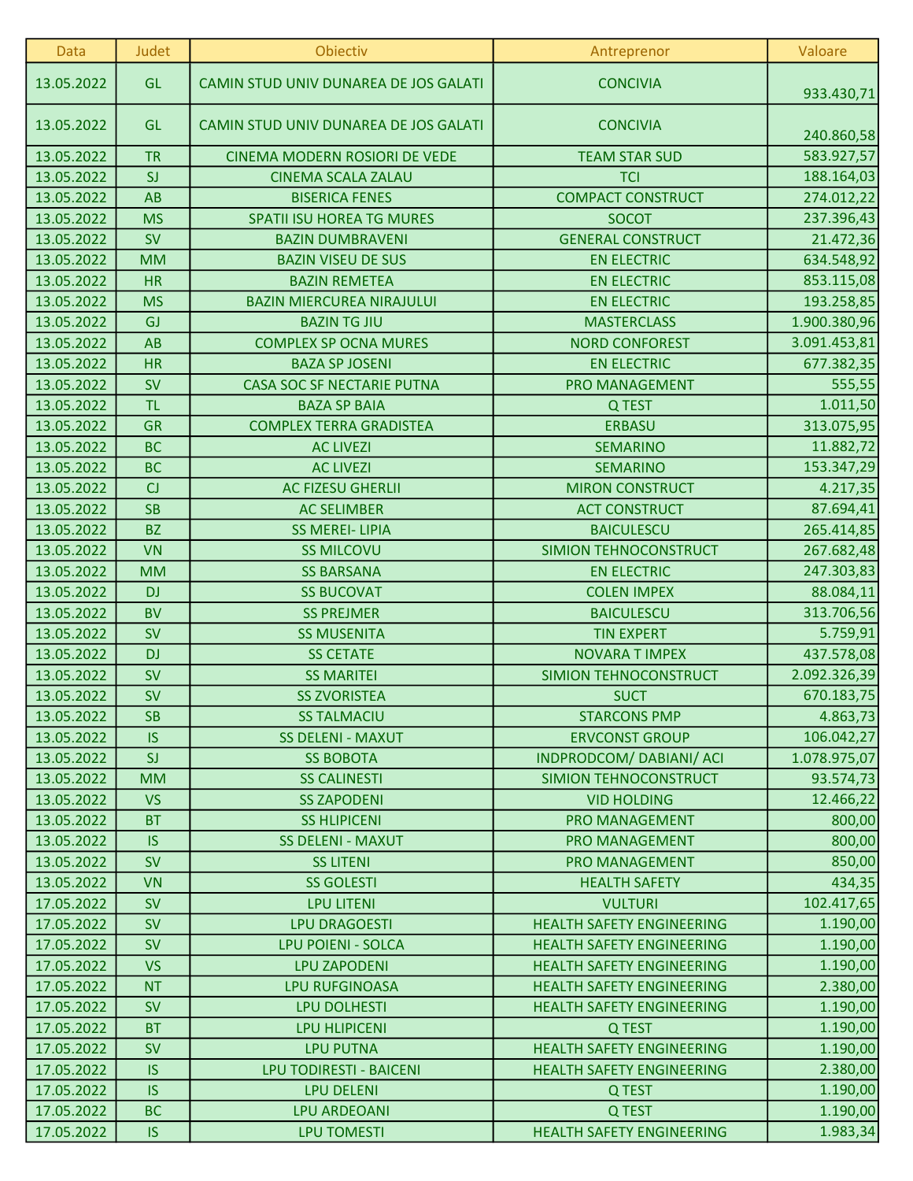| Data | Judet | Obiectiv | Antreprenor | Valoare |
|---|---|---|---|---|
| 13.05.2022 | GL | CAMIN STUD UNIV DUNAREA DE JOS GALATI | CONCIVIA | 933.430,71 |
| 13.05.2022 | GL | CAMIN STUD UNIV DUNAREA DE JOS GALATI | CONCIVIA | 240.860,58 |
| 13.05.2022 | TR | CINEMA MODERN ROSIORI DE VEDE | TEAM STAR SUD | 583.927,57 |
| 13.05.2022 | SJ | CINEMA SCALA ZALAU | TCI | 188.164,03 |
| 13.05.2022 | AB | BISERICA FENES | COMPACT CONSTRUCT | 274.012,22 |
| 13.05.2022 | MS | SPATII ISU HOREA TG MURES | SOCOT | 237.396,43 |
| 13.05.2022 | SV | BAZIN DUMBRAVENI | GENERAL CONSTRUCT | 21.472,36 |
| 13.05.2022 | MM | BAZIN VISEU DE SUS | EN ELECTRIC | 634.548,92 |
| 13.05.2022 | HR | BAZIN REMETEA | EN ELECTRIC | 853.115,08 |
| 13.05.2022 | MS | BAZIN MIERCUREA NIRAJULUI | EN ELECTRIC | 193.258,85 |
| 13.05.2022 | GJ | BAZIN TG JIU | MASTERCLASS | 1.900.380,96 |
| 13.05.2022 | AB | COMPLEX SP OCNA MURES | NORD CONFOREST | 3.091.453,81 |
| 13.05.2022 | HR | BAZA SP JOSENI | EN ELECTRIC | 677.382,35 |
| 13.05.2022 | SV | CASA SOC SF NECTARIE PUTNA | PRO MANAGEMENT | 555,55 |
| 13.05.2022 | TL | BAZA SP BAIA | Q TEST | 1.011,50 |
| 13.05.2022 | GR | COMPLEX TERRA GRADISTEA | ERBASU | 313.075,95 |
| 13.05.2022 | BC | AC LIVEZI | SEMARINO | 11.882,72 |
| 13.05.2022 | BC | AC LIVEZI | SEMARINO | 153.347,29 |
| 13.05.2022 | CJ | AC FIZESU GHERLII | MIRON CONSTRUCT | 4.217,35 |
| 13.05.2022 | SB | AC SELIMBER | ACT CONSTRUCT | 87.694,41 |
| 13.05.2022 | BZ | SS MEREI- LIPIA | BAICULESCU | 265.414,85 |
| 13.05.2022 | VN | SS MILCOVU | SIMION TEHNOCONSTRUCT | 267.682,48 |
| 13.05.2022 | MM | SS BARSANA | EN ELECTRIC | 247.303,83 |
| 13.05.2022 | DJ | SS BUCOVAT | COLEN IMPEX | 88.084,11 |
| 13.05.2022 | BV | SS PREJMER | BAICULESCU | 313.706,56 |
| 13.05.2022 | SV | SS MUSENITA | TIN EXPERT | 5.759,91 |
| 13.05.2022 | DJ | SS CETATE | NOVARA T IMPEX | 437.578,08 |
| 13.05.2022 | SV | SS MARITEI | SIMION TEHNOCONSTRUCT | 2.092.326,39 |
| 13.05.2022 | SV | SS ZVORISTEA | SUCT | 670.183,75 |
| 13.05.2022 | SB | SS TALMACIU | STARCONS PMP | 4.863,73 |
| 13.05.2022 | IS | SS DELENI - MAXUT | ERVCONST GROUP | 106.042,27 |
| 13.05.2022 | SJ | SS BOBOTA | INDPRODCOM/ DABIANI/ ACI | 1.078.975,07 |
| 13.05.2022 | MM | SS CALINESTI | SIMION TEHNOCONSTRUCT | 93.574,73 |
| 13.05.2022 | VS | SS ZAPODENI | VID HOLDING | 12.466,22 |
| 13.05.2022 | BT | SS HLIPICENI | PRO MANAGEMENT | 800,00 |
| 13.05.2022 | IS | SS DELENI - MAXUT | PRO MANAGEMENT | 800,00 |
| 13.05.2022 | SV | SS LITENI | PRO MANAGEMENT | 850,00 |
| 13.05.2022 | VN | SS GOLESTI | HEALTH SAFETY | 434,35 |
| 17.05.2022 | SV | LPU LITENI | VULTURI | 102.417,65 |
| 17.05.2022 | SV | LPU DRAGOESTI | HEALTH SAFETY ENGINEERING | 1.190,00 |
| 17.05.2022 | SV | LPU POIENI - SOLCA | HEALTH SAFETY ENGINEERING | 1.190,00 |
| 17.05.2022 | VS | LPU ZAPODENI | HEALTH SAFETY ENGINEERING | 1.190,00 |
| 17.05.2022 | NT | LPU RUFGINOASA | HEALTH SAFETY ENGINEERING | 2.380,00 |
| 17.05.2022 | SV | LPU DOLHESTI | HEALTH SAFETY ENGINEERING | 1.190,00 |
| 17.05.2022 | BT | LPU HLIPICENI | Q TEST | 1.190,00 |
| 17.05.2022 | SV | LPU PUTNA | HEALTH SAFETY ENGINEERING | 1.190,00 |
| 17.05.2022 | IS | LPU TODIRESTI - BAICENI | HEALTH SAFETY ENGINEERING | 2.380,00 |
| 17.05.2022 | IS | LPU DELENI | Q TEST | 1.190,00 |
| 17.05.2022 | BC | LPU ARDEOANI | Q TEST | 1.190,00 |
| 17.05.2022 | IS | LPU TOMESTI | HEALTH SAFETY ENGINEERING | 1.983,34 |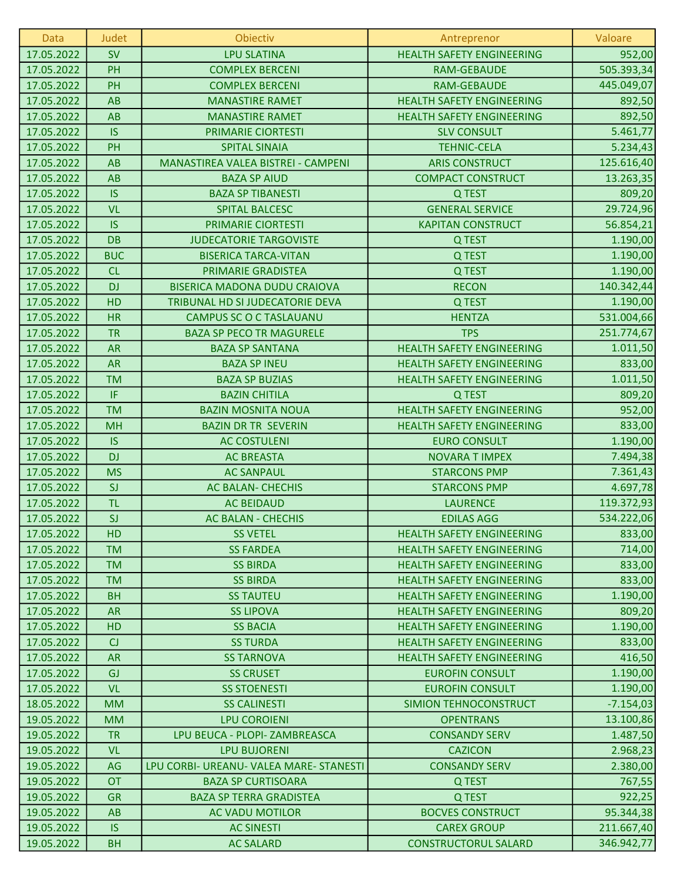| Data | Judet | Obiectiv | Antreprenor | Valoare |
|---|---|---|---|---|
| 17.05.2022 | SV | LPU SLATINA | HEALTH SAFETY ENGINEERING | 952,00 |
| 17.05.2022 | PH | COMPLEX BERCENI | RAM-GEBAUDE | 505.393,34 |
| 17.05.2022 | PH | COMPLEX BERCENI | RAM-GEBAUDE | 445.049,07 |
| 17.05.2022 | AB | MANASTIRE RAMET | HEALTH SAFETY ENGINEERING | 892,50 |
| 17.05.2022 | AB | MANASTIRE RAMET | HEALTH SAFETY ENGINEERING | 892,50 |
| 17.05.2022 | IS | PRIMARIE CIORTESTI | SLV CONSULT | 5.461,77 |
| 17.05.2022 | PH | SPITAL SINAIA | TEHNIC-CELA | 5.234,43 |
| 17.05.2022 | AB | MANASTIREA VALEA BISTREI - CAMPENI | ARIS CONSTRUCT | 125.616,40 |
| 17.05.2022 | AB | BAZA SP AIUD | COMPACT CONSTRUCT | 13.263,35 |
| 17.05.2022 | IS | BAZA SP TIBANESTI | Q TEST | 809,20 |
| 17.05.2022 | VL | SPITAL BALCESC | GENERAL SERVICE | 29.724,96 |
| 17.05.2022 | IS | PRIMARIE CIORTESTI | KAPITAN CONSTRUCT | 56.854,21 |
| 17.05.2022 | DB | JUDECATORIE TARGOVISTE | Q TEST | 1.190,00 |
| 17.05.2022 | BUC | BISERICA TARCA-VITAN | Q TEST | 1.190,00 |
| 17.05.2022 | CL | PRIMARIE GRADISTEA | Q TEST | 1.190,00 |
| 17.05.2022 | DJ | BISERICA MADONA DUDU CRAIOVA | RECON | 140.342,44 |
| 17.05.2022 | HD | TRIBUNAL HD SI JUDECATORIE DEVA | Q TEST | 1.190,00 |
| 17.05.2022 | HR | CAMPUS SC O C TASLAUANU | HENTZA | 531.004,66 |
| 17.05.2022 | TR | BAZA SP PECO TR MAGURELE | TPS | 251.774,67 |
| 17.05.2022 | AR | BAZA SP SANTANA | HEALTH SAFETY ENGINEERING | 1.011,50 |
| 17.05.2022 | AR | BAZA SP INEU | HEALTH SAFETY ENGINEERING | 833,00 |
| 17.05.2022 | TM | BAZA SP BUZIAS | HEALTH SAFETY ENGINEERING | 1.011,50 |
| 17.05.2022 | IF | BAZIN CHITILA | Q TEST | 809,20 |
| 17.05.2022 | TM | BAZIN MOSNITA NOUA | HEALTH SAFETY ENGINEERING | 952,00 |
| 17.05.2022 | MH | BAZIN DR TR SEVERIN | HEALTH SAFETY ENGINEERING | 833,00 |
| 17.05.2022 | IS | AC COSTULENI | EURO CONSULT | 1.190,00 |
| 17.05.2022 | DJ | AC BREASTA | NOVARA T IMPEX | 7.494,38 |
| 17.05.2022 | MS | AC SANPAUL | STARCONS PMP | 7.361,43 |
| 17.05.2022 | SJ | AC BALAN- CHECHIS | STARCONS PMP | 4.697,78 |
| 17.05.2022 | TL | AC BEIDAUD | LAURENCE | 119.372,93 |
| 17.05.2022 | SJ | AC BALAN - CHECHIS | EDILAS AGG | 534.222,06 |
| 17.05.2022 | HD | SS VETEL | HEALTH SAFETY ENGINEERING | 833,00 |
| 17.05.2022 | TM | SS FARDEA | HEALTH SAFETY ENGINEERING | 714,00 |
| 17.05.2022 | TM | SS BIRDA | HEALTH SAFETY ENGINEERING | 833,00 |
| 17.05.2022 | TM | SS BIRDA | HEALTH SAFETY ENGINEERING | 833,00 |
| 17.05.2022 | BH | SS TAUTEU | HEALTH SAFETY ENGINEERING | 1.190,00 |
| 17.05.2022 | AR | SS LIPOVA | HEALTH SAFETY ENGINEERING | 809,20 |
| 17.05.2022 | HD | SS BACIA | HEALTH SAFETY ENGINEERING | 1.190,00 |
| 17.05.2022 | CJ | SS TURDA | HEALTH SAFETY ENGINEERING | 833,00 |
| 17.05.2022 | AR | SS TARNOVA | HEALTH SAFETY ENGINEERING | 416,50 |
| 17.05.2022 | GJ | SS CRUSET | EUROFIN CONSULT | 1.190,00 |
| 17.05.2022 | VL | SS STOENESTI | EUROFIN CONSULT | 1.190,00 |
| 18.05.2022 | MM | SS CALINESTI | SIMION TEHNOCONSTRUCT | -7.154,03 |
| 19.05.2022 | MM | LPU COROIENI | OPENTRANS | 13.100,86 |
| 19.05.2022 | TR | LPU BEUCA - PLOPI- ZAMBREASCA | CONSANDY SERV | 1.487,50 |
| 19.05.2022 | VL | LPU BUJORENI | CAZICON | 2.968,23 |
| 19.05.2022 | AG | LPU CORBI- UREANU- VALEA MARE- STANESTI | CONSANDY SERV | 2.380,00 |
| 19.05.2022 | OT | BAZA SP CURTISOARA | Q TEST | 767,55 |
| 19.05.2022 | GR | BAZA SP TERRA GRADISTEA | Q TEST | 922,25 |
| 19.05.2022 | AB | AC VADU MOTILOR | BOCVES CONSTRUCT | 95.344,38 |
| 19.05.2022 | IS | AC SINESTI | CAREX GROUP | 211.667,40 |
| 19.05.2022 | BH | AC SALARD | CONSTRUCTORUL SALARD | 346.942,77 |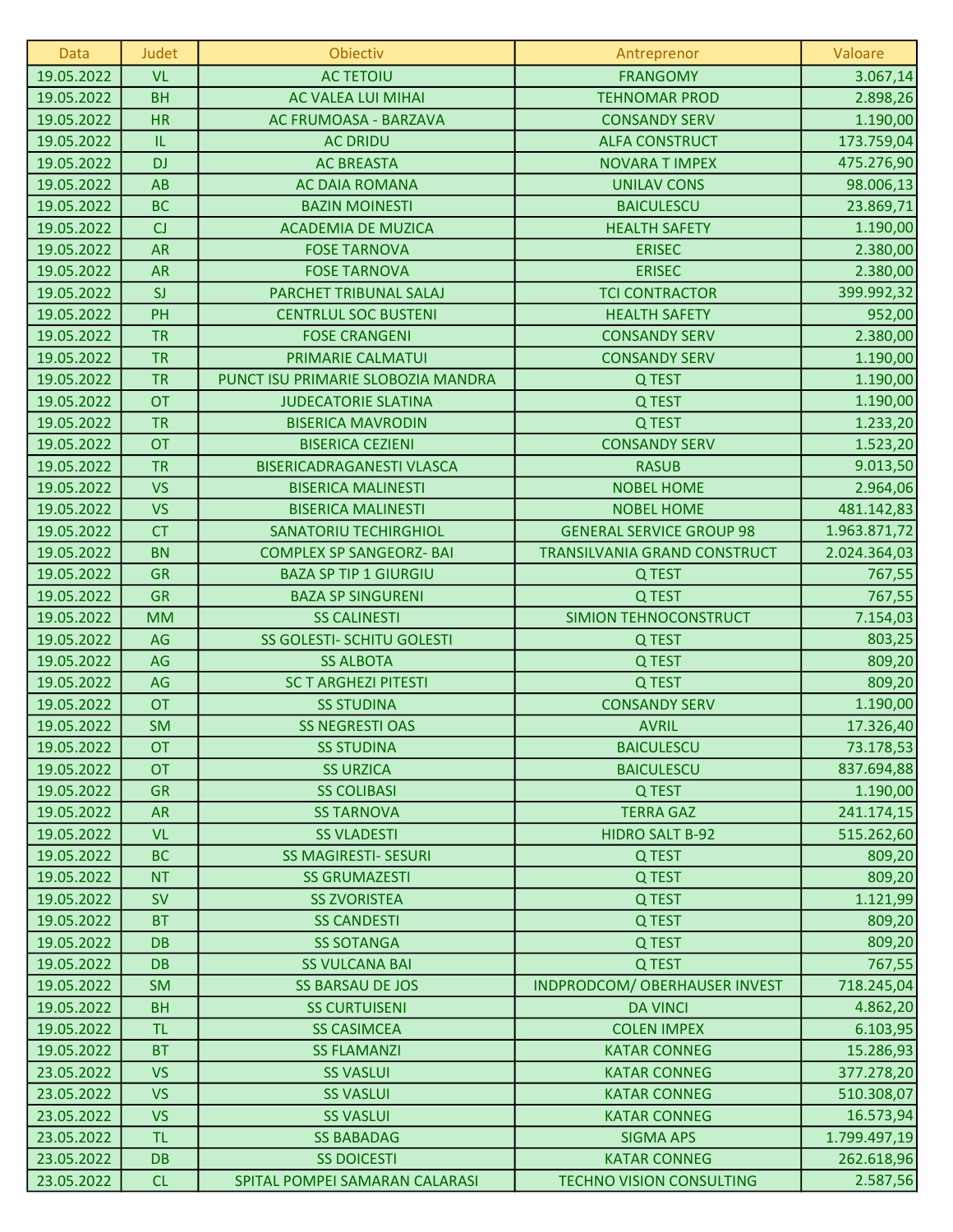| Data | Judet | Obiectiv | Antreprenor | Valoare |
|---|---|---|---|---|
| 19.05.2022 | VL | AC TETOIU | FRANGOMY | 3.067,14 |
| 19.05.2022 | BH | AC VALEA LUI MIHAI | TEHNOMAR PROD | 2.898,26 |
| 19.05.2022 | HR | AC FRUMOASA - BARZAVA | CONSANDY SERV | 1.190,00 |
| 19.05.2022 | IL | AC DRIDU | ALFA CONSTRUCT | 173.759,04 |
| 19.05.2022 | DJ | AC BREASTA | NOVARA T IMPEX | 475.276,90 |
| 19.05.2022 | AB | AC DAIA ROMANA | UNILAV CONS | 98.006,13 |
| 19.05.2022 | BC | BAZIN MOINESTI | BAICULESCU | 23.869,71 |
| 19.05.2022 | CJ | ACADEMIA DE MUZICA | HEALTH SAFETY | 1.190,00 |
| 19.05.2022 | AR | FOSE TARNOVA | ERISEC | 2.380,00 |
| 19.05.2022 | AR | FOSE TARNOVA | ERISEC | 2.380,00 |
| 19.05.2022 | SJ | PARCHET TRIBUNAL SALAJ | TCI CONTRACTOR | 399.992,32 |
| 19.05.2022 | PH | CENTRLUL SOC BUSTENI | HEALTH SAFETY | 952,00 |
| 19.05.2022 | TR | FOSE CRANGENI | CONSANDY SERV | 2.380,00 |
| 19.05.2022 | TR | PRIMARIE CALMATUI | CONSANDY SERV | 1.190,00 |
| 19.05.2022 | TR | PUNCT ISU PRIMARIE SLOBOZIA MANDRA | Q TEST | 1.190,00 |
| 19.05.2022 | OT | JUDECATORIE SLATINA | Q TEST | 1.190,00 |
| 19.05.2022 | TR | BISERICA MAVRODIN | Q TEST | 1.233,20 |
| 19.05.2022 | OT | BISERICA CEZIENI | CONSANDY SERV | 1.523,20 |
| 19.05.2022 | TR | BISERICADRAGANESTI VLASCA | RASUB | 9.013,50 |
| 19.05.2022 | VS | BISERICA MALINESTI | NOBEL HOME | 2.964,06 |
| 19.05.2022 | VS | BISERICA MALINESTI | NOBEL HOME | 481.142,83 |
| 19.05.2022 | CT | SANATORIU TECHIRGHIOL | GENERAL SERVICE GROUP 98 | 1.963.871,72 |
| 19.05.2022 | BN | COMPLEX SP SANGEORZ- BAI | TRANSILVANIA GRAND CONSTRUCT | 2.024.364,03 |
| 19.05.2022 | GR | BAZA SP TIP 1 GIURGIU | Q TEST | 767,55 |
| 19.05.2022 | GR | BAZA SP SINGURENI | Q TEST | 767,55 |
| 19.05.2022 | MM | SS CALINESTI | SIMION TEHNOCONSTRUCT | 7.154,03 |
| 19.05.2022 | AG | SS GOLESTI- SCHITU GOLESTI | Q TEST | 803,25 |
| 19.05.2022 | AG | SS ALBOTA | Q TEST | 809,20 |
| 19.05.2022 | AG | SC T ARGHEZI PITESTI | Q TEST | 809,20 |
| 19.05.2022 | OT | SS STUDINA | CONSANDY SERV | 1.190,00 |
| 19.05.2022 | SM | SS NEGRESTI OAS | AVRIL | 17.326,40 |
| 19.05.2022 | OT | SS STUDINA | BAICULESCU | 73.178,53 |
| 19.05.2022 | OT | SS URZICA | BAICULESCU | 837.694,88 |
| 19.05.2022 | GR | SS COLIBASI | Q TEST | 1.190,00 |
| 19.05.2022 | AR | SS TARNOVA | TERRA GAZ | 241.174,15 |
| 19.05.2022 | VL | SS VLADESTI | HIDRO SALT B-92 | 515.262,60 |
| 19.05.2022 | BC | SS MAGIRESTI- SESURI | Q TEST | 809,20 |
| 19.05.2022 | NT | SS GRUMAZESTI | Q TEST | 809,20 |
| 19.05.2022 | SV | SS ZVORISTEA | Q TEST | 1.121,99 |
| 19.05.2022 | BT | SS CANDESTI | Q TEST | 809,20 |
| 19.05.2022 | DB | SS SOTANGA | Q TEST | 809,20 |
| 19.05.2022 | DB | SS VULCANA BAI | Q TEST | 767,55 |
| 19.05.2022 | SM | SS BARSAU DE JOS | INDPRODCOM/ OBERHAUSER INVEST | 718.245,04 |
| 19.05.2022 | BH | SS CURTUISENI | DA VINCI | 4.862,20 |
| 19.05.2022 | TL | SS CASIMCEA | COLEN IMPEX | 6.103,95 |
| 19.05.2022 | BT | SS FLAMANZI | KATAR CONNEG | 15.286,93 |
| 23.05.2022 | VS | SS VASLUI | KATAR CONNEG | 377.278,20 |
| 23.05.2022 | VS | SS VASLUI | KATAR CONNEG | 510.308,07 |
| 23.05.2022 | VS | SS VASLUI | KATAR CONNEG | 16.573,94 |
| 23.05.2022 | TL | SS BABADAG | SIGMA APS | 1.799.497,19 |
| 23.05.2022 | DB | SS DOICESTI | KATAR CONNEG | 262.618,96 |
| 23.05.2022 | CL | SPITAL POMPEI SAMARAN CALARASI | TECHNO VISION CONSULTING | 2.587,56 |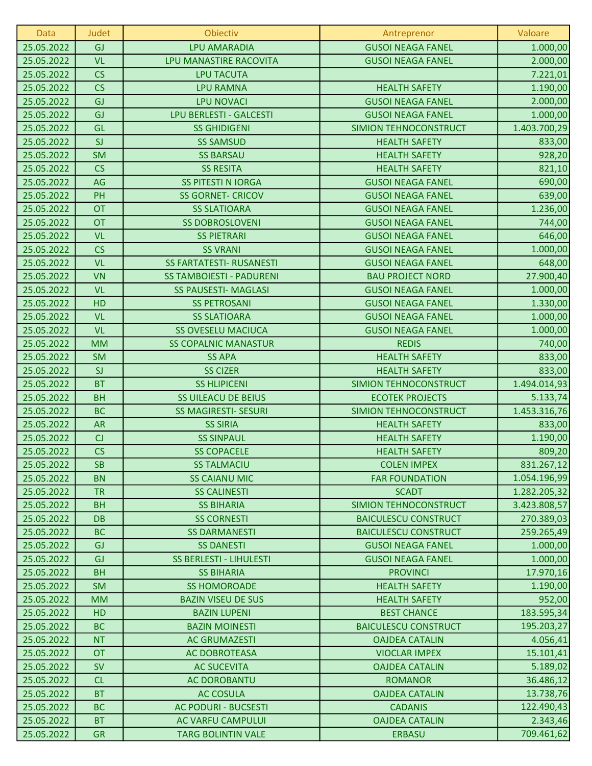| Data | Judet | Obiectiv | Antreprenor | Valoare |
|---|---|---|---|---|
| 25.05.2022 | GJ | LPU AMARADIA | GUSOI NEAGA FANEL | 1.000,00 |
| 25.05.2022 | VL | LPU MANASTIRE RACOVITA | GUSOI NEAGA FANEL | 2.000,00 |
| 25.05.2022 | CS | LPU TACUTA | | 7.221,01 |
| 25.05.2022 | CS | LPU RAMNA | HEALTH SAFETY | 1.190,00 |
| 25.05.2022 | GJ | LPU NOVACI | GUSOI NEAGA FANEL | 2.000,00 |
| 25.05.2022 | GJ | LPU BERLESTI - GALCESTI | GUSOI NEAGA FANEL | 1.000,00 |
| 25.05.2022 | GL | SS GHIDIGENI | SIMION TEHNOCONSTRUCT | 1.403.700,29 |
| 25.05.2022 | SJ | SS SAMSUD | HEALTH SAFETY | 833,00 |
| 25.05.2022 | SM | SS BARSAU | HEALTH SAFETY | 928,20 |
| 25.05.2022 | CS | SS RESITA | HEALTH SAFETY | 821,10 |
| 25.05.2022 | AG | SS PITESTI N IORGA | GUSOI NEAGA FANEL | 690,00 |
| 25.05.2022 | PH | SS GORNET- CRICOV | GUSOI NEAGA FANEL | 639,00 |
| 25.05.2022 | OT | SS SLATIOARA | GUSOI NEAGA FANEL | 1.236,00 |
| 25.05.2022 | OT | SS DOBROSLOVENI | GUSOI NEAGA FANEL | 744,00 |
| 25.05.2022 | VL | SS PIETRARI | GUSOI NEAGA FANEL | 646,00 |
| 25.05.2022 | CS | SS VRANI | GUSOI NEAGA FANEL | 1.000,00 |
| 25.05.2022 | VL | SS FARTATESTI- RUSANESTI | GUSOI NEAGA FANEL | 648,00 |
| 25.05.2022 | VN | SS TAMBOIESTI - PADURENI | BAU PROJECT NORD | 27.900,40 |
| 25.05.2022 | VL | SS PAUSESTI- MAGLASI | GUSOI NEAGA FANEL | 1.000,00 |
| 25.05.2022 | HD | SS PETROSANI | GUSOI NEAGA FANEL | 1.330,00 |
| 25.05.2022 | VL | SS SLATIOARA | GUSOI NEAGA FANEL | 1.000,00 |
| 25.05.2022 | VL | SS OVESELU MACIUCA | GUSOI NEAGA FANEL | 1.000,00 |
| 25.05.2022 | MM | SS COPALNIC MANASTUR | REDIS | 740,00 |
| 25.05.2022 | SM | SS APA | HEALTH SAFETY | 833,00 |
| 25.05.2022 | SJ | SS CIZER | HEALTH SAFETY | 833,00 |
| 25.05.2022 | BT | SS HLIPICENI | SIMION TEHNOCONSTRUCT | 1.494.014,93 |
| 25.05.2022 | BH | SS UILEACU DE BEIUS | ECOTEK PROJECTS | 5.133,74 |
| 25.05.2022 | BC | SS MAGIRESTI- SESURI | SIMION TEHNOCONSTRUCT | 1.453.316,76 |
| 25.05.2022 | AR | SS SIRIA | HEALTH SAFETY | 833,00 |
| 25.05.2022 | CJ | SS SINPAUL | HEALTH SAFETY | 1.190,00 |
| 25.05.2022 | CS | SS COPACELE | HEALTH SAFETY | 809,20 |
| 25.05.2022 | SB | SS TALMACIU | COLEN IMPEX | 831.267,12 |
| 25.05.2022 | BN | SS CAIANU MIC | FAR FOUNDATION | 1.054.196,99 |
| 25.05.2022 | TR | SS CALINESTI | SCADT | 1.282.205,32 |
| 25.05.2022 | BH | SS BIHARIA | SIMION TEHNOCONSTRUCT | 3.423.808,57 |
| 25.05.2022 | DB | SS CORNESTI | BAICULESCU CONSTRUCT | 270.389,03 |
| 25.05.2022 | BC | SS DARMANESTI | BAICULESCU CONSTRUCT | 259.265,49 |
| 25.05.2022 | GJ | SS DANESTI | GUSOI NEAGA FANEL | 1.000,00 |
| 25.05.2022 | GJ | SS BERLESTI - LIHULESTI | GUSOI NEAGA FANEL | 1.000,00 |
| 25.05.2022 | BH | SS BIHARIA | PROVINCI | 17.970,16 |
| 25.05.2022 | SM | SS HOMOROADE | HEALTH SAFETY | 1.190,00 |
| 25.05.2022 | MM | BAZIN VISEU DE SUS | HEALTH SAFETY | 952,00 |
| 25.05.2022 | HD | BAZIN LUPENI | BEST CHANCE | 183.595,34 |
| 25.05.2022 | BC | BAZIN MOINESTI | BAICULESCU CONSTRUCT | 195.203,27 |
| 25.05.2022 | NT | AC GRUMAZESTI | OAJDEA CATALIN | 4.056,41 |
| 25.05.2022 | OT | AC DOBROTEASA | VIOCLAR IMPEX | 15.101,41 |
| 25.05.2022 | SV | AC SUCEVITA | OAJDEA CATALIN | 5.189,02 |
| 25.05.2022 | CL | AC DOROBANTU | ROMANOR | 36.486,12 |
| 25.05.2022 | BT | AC COSULA | OAJDEA CATALIN | 13.738,76 |
| 25.05.2022 | BC | AC PODURI - BUCSESTI | CADANIS | 122.490,43 |
| 25.05.2022 | BT | AC VARFU CAMPULUI | OAJDEA CATALIN | 2.343,46 |
| 25.05.2022 | GR | TARG BOLINTIN VALE | ERBASU | 709.461,62 |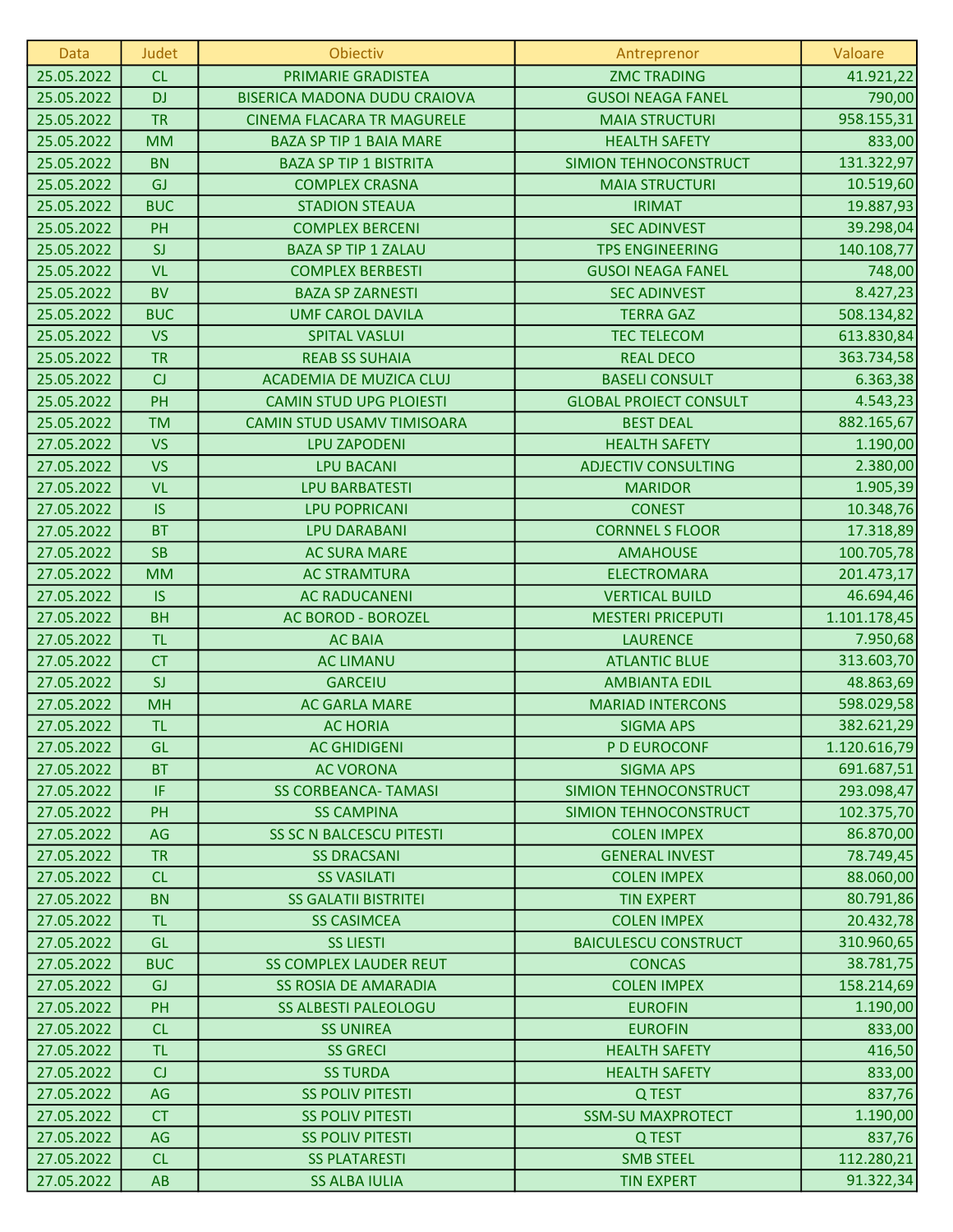| Data | Judet | Obiectiv | Antreprenor | Valoare |
|---|---|---|---|---|
| 25.05.2022 | CL | PRIMARIE GRADISTEA | ZMC TRADING | 41.921,22 |
| 25.05.2022 | DJ | BISERICA MADONA DUDU CRAIOVA | GUSOI NEAGA FANEL | 790,00 |
| 25.05.2022 | TR | CINEMA FLACARA TR MAGURELE | MAIA STRUCTURI | 958.155,31 |
| 25.05.2022 | MM | BAZA SP TIP 1 BAIA MARE | HEALTH SAFETY | 833,00 |
| 25.05.2022 | BN | BAZA SP TIP 1 BISTRITA | SIMION TEHNOCONSTRUCT | 131.322,97 |
| 25.05.2022 | GJ | COMPLEX CRASNA | MAIA STRUCTURI | 10.519,60 |
| 25.05.2022 | BUC | STADION STEAUA | IRIMAT | 19.887,93 |
| 25.05.2022 | PH | COMPLEX BERCENI | SEC ADINVEST | 39.298,04 |
| 25.05.2022 | SJ | BAZA SP TIP 1 ZALAU | TPS ENGINEERING | 140.108,77 |
| 25.05.2022 | VL | COMPLEX BERBESTI | GUSOI NEAGA FANEL | 748,00 |
| 25.05.2022 | BV | BAZA SP ZARNESTI | SEC ADINVEST | 8.427,23 |
| 25.05.2022 | BUC | UMF CAROL DAVILA | TERRA GAZ | 508.134,82 |
| 25.05.2022 | VS | SPITAL VASLUI | TEC TELECOM | 613.830,84 |
| 25.05.2022 | TR | REAB SS SUHAIA | REAL DECO | 363.734,58 |
| 25.05.2022 | CJ | ACADEMIA DE MUZICA CLUJ | BASELI CONSULT | 6.363,38 |
| 25.05.2022 | PH | CAMIN STUD UPG PLOIESTI | GLOBAL PROIECT CONSULT | 4.543,23 |
| 25.05.2022 | TM | CAMIN STUD USAMV TIMISOARA | BEST DEAL | 882.165,67 |
| 27.05.2022 | VS | LPU ZAPODENI | HEALTH SAFETY | 1.190,00 |
| 27.05.2022 | VS | LPU BACANI | ADJECTIV CONSULTING | 2.380,00 |
| 27.05.2022 | VL | LPU BARBATESTI | MARIDOR | 1.905,39 |
| 27.05.2022 | IS | LPU POPRICANI | CONEST | 10.348,76 |
| 27.05.2022 | BT | LPU DARABANI | CORNNEL S FLOOR | 17.318,89 |
| 27.05.2022 | SB | AC SURA MARE | AMAHOUSE | 100.705,78 |
| 27.05.2022 | MM | AC STRAMTURA | ELECTROMARA | 201.473,17 |
| 27.05.2022 | IS | AC RADUCANENI | VERTICAL BUILD | 46.694,46 |
| 27.05.2022 | BH | AC BOROD - BOROZEL | MESTERI PRICEPUTI | 1.101.178,45 |
| 27.05.2022 | TL | AC BAIA | LAURENCE | 7.950,68 |
| 27.05.2022 | CT | AC LIMANU | ATLANTIC BLUE | 313.603,70 |
| 27.05.2022 | SJ | GARCEIU | AMBIANTA EDIL | 48.863,69 |
| 27.05.2022 | MH | AC GARLA MARE | MARIAD INTERCONS | 598.029,58 |
| 27.05.2022 | TL | AC HORIA | SIGMA APS | 382.621,29 |
| 27.05.2022 | GL | AC GHIDIGENI | P D EUROCONF | 1.120.616,79 |
| 27.05.2022 | BT | AC VORONA | SIGMA APS | 691.687,51 |
| 27.05.2022 | IF | SS CORBEANCA- TAMASI | SIMION TEHNOCONSTRUCT | 293.098,47 |
| 27.05.2022 | PH | SS CAMPINA | SIMION TEHNOCONSTRUCT | 102.375,70 |
| 27.05.2022 | AG | SS SC N BALCESCU PITESTI | COLEN IMPEX | 86.870,00 |
| 27.05.2022 | TR | SS DRACSANI | GENERAL INVEST | 78.749,45 |
| 27.05.2022 | CL | SS VASILATI | COLEN IMPEX | 88.060,00 |
| 27.05.2022 | BN | SS GALATII BISTRITEI | TIN EXPERT | 80.791,86 |
| 27.05.2022 | TL | SS CASIMCEA | COLEN IMPEX | 20.432,78 |
| 27.05.2022 | GL | SS LIESTI | BAICULESCU CONSTRUCT | 310.960,65 |
| 27.05.2022 | BUC | SS COMPLEX LAUDER REUT | CONCAS | 38.781,75 |
| 27.05.2022 | GJ | SS ROSIA DE AMARADIA | COLEN IMPEX | 158.214,69 |
| 27.05.2022 | PH | SS ALBESTI PALEOLOGU | EUROFIN | 1.190,00 |
| 27.05.2022 | CL | SS UNIREA | EUROFIN | 833,00 |
| 27.05.2022 | TL | SS GRECI | HEALTH SAFETY | 416,50 |
| 27.05.2022 | CJ | SS TURDA | HEALTH SAFETY | 833,00 |
| 27.05.2022 | AG | SS POLIV PITESTI | Q TEST | 837,76 |
| 27.05.2022 | CT | SS POLIV PITESTI | SSM-SU MAXPROTECT | 1.190,00 |
| 27.05.2022 | AG | SS POLIV PITESTI | Q TEST | 837,76 |
| 27.05.2022 | CL | SS PLATARESTI | SMB STEEL | 112.280,21 |
| 27.05.2022 | AB | SS ALBA IULIA | TIN EXPERT | 91.322,34 |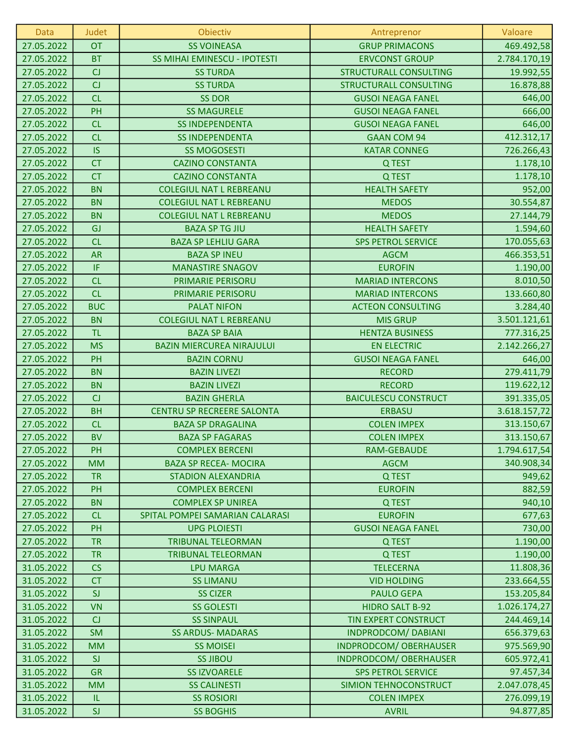| Data | Judet | Obiectiv | Antreprenor | Valoare |
|---|---|---|---|---|
| 27.05.2022 | OT | SS VOINEASA | GRUP PRIMACONS | 469.492,58 |
| 27.05.2022 | BT | SS MIHAI EMINESCU - IPOTESTI | ERVCONST GROUP | 2.784.170,19 |
| 27.05.2022 | CJ | SS TURDA | STRUCTURALL CONSULTING | 19.992,55 |
| 27.05.2022 | CJ | SS TURDA | STRUCTURALL CONSULTING | 16.878,88 |
| 27.05.2022 | CL | SS DOR | GUSOI NEAGA FANEL | 646,00 |
| 27.05.2022 | PH | SS MAGURELE | GUSOI NEAGA FANEL | 666,00 |
| 27.05.2022 | CL | SS INDEPENDENTA | GUSOI NEAGA FANEL | 646,00 |
| 27.05.2022 | CL | SS INDEPENDENTA | GAAN COM 94 | 412.312,17 |
| 27.05.2022 | IS | SS MOGOSESTI | KATAR CONNEG | 726.266,43 |
| 27.05.2022 | CT | CAZINO CONSTANTA | Q TEST | 1.178,10 |
| 27.05.2022 | CT | CAZINO CONSTANTA | Q TEST | 1.178,10 |
| 27.05.2022 | BN | COLEGIUL NAT L REBREANU | HEALTH SAFETY | 952,00 |
| 27.05.2022 | BN | COLEGIUL NAT L REBREANU | MEDOS | 30.554,87 |
| 27.05.2022 | BN | COLEGIUL NAT L REBREANU | MEDOS | 27.144,79 |
| 27.05.2022 | GJ | BAZA SP TG JIU | HEALTH SAFETY | 1.594,60 |
| 27.05.2022 | CL | BAZA SP LEHLIU GARA | SPS PETROL SERVICE | 170.055,63 |
| 27.05.2022 | AR | BAZA SP INEU | AGCM | 466.353,51 |
| 27.05.2022 | IF | MANASTIRE SNAGOV | EUROFIN | 1.190,00 |
| 27.05.2022 | CL | PRIMARIE PERISORU | MARIAD INTERCONS | 8.010,50 |
| 27.05.2022 | CL | PRIMARIE PERISORU | MARIAD INTERCONS | 133.660,80 |
| 27.05.2022 | BUC | PALAT NIFON | ACTEON CONSULTING | 3.284,40 |
| 27.05.2022 | BN | COLEGIUL NAT L REBREANU | MIS GRUP | 3.501.121,61 |
| 27.05.2022 | TL | BAZA SP BAIA | HENTZA BUSINESS | 777.316,25 |
| 27.05.2022 | MS | BAZIN MIERCUREA NIRAJULUI | EN ELECTRIC | 2.142.266,27 |
| 27.05.2022 | PH | BAZIN CORNU | GUSOI NEAGA FANEL | 646,00 |
| 27.05.2022 | BN | BAZIN LIVEZI | RECORD | 279.411,79 |
| 27.05.2022 | BN | BAZIN LIVEZI | RECORD | 119.622,12 |
| 27.05.2022 | CJ | BAZIN GHERLA | BAICULESCU CONSTRUCT | 391.335,05 |
| 27.05.2022 | BH | CENTRU SP RECREERE SALONTA | ERBASU | 3.618.157,72 |
| 27.05.2022 | CL | BAZA SP DRAGALINA | COLEN IMPEX | 313.150,67 |
| 27.05.2022 | BV | BAZA SP FAGARAS | COLEN IMPEX | 313.150,67 |
| 27.05.2022 | PH | COMPLEX BERCENI | RAM-GEBAUDE | 1.794.617,54 |
| 27.05.2022 | MM | BAZA SP RECEA- MOCIRA | AGCM | 340.908,34 |
| 27.05.2022 | TR | STADION ALEXANDRIA | Q TEST | 949,62 |
| 27.05.2022 | PH | COMPLEX BERCENI | EUROFIN | 882,59 |
| 27.05.2022 | BN | COMPLEX SP UNIREA | Q TEST | 940,10 |
| 27.05.2022 | CL | SPITAL POMPEI SAMARIAN CALARASI | EUROFIN | 677,63 |
| 27.05.2022 | PH | UPG PLOIESTI | GUSOI NEAGA FANEL | 730,00 |
| 27.05.2022 | TR | TRIBUNAL TELEORMAN | Q TEST | 1.190,00 |
| 27.05.2022 | TR | TRIBUNAL TELEORMAN | Q TEST | 1.190,00 |
| 31.05.2022 | CS | LPU MARGA | TELECERNA | 11.808,36 |
| 31.05.2022 | CT | SS LIMANU | VID HOLDING | 233.664,55 |
| 31.05.2022 | SJ | SS CIZER | PAULO GEPA | 153.205,84 |
| 31.05.2022 | VN | SS GOLESTI | HIDRO SALT B-92 | 1.026.174,27 |
| 31.05.2022 | CJ | SS SINPAUL | TIN EXPERT CONSTRUCT | 244.469,14 |
| 31.05.2022 | SM | SS ARDUS- MADARAS | INDPRODCOM/ DABIANI | 656.379,63 |
| 31.05.2022 | MM | SS MOISEI | INDPRODCOM/ OBERHAUSER | 975.569,90 |
| 31.05.2022 | SJ | SS JIBOU | INDPRODCOM/ OBERHAUSER | 605.972,41 |
| 31.05.2022 | GR | SS IZVOARELE | SPS PETROL SERVICE | 97.457,34 |
| 31.05.2022 | MM | SS CALINESTI | SIMION TEHNOCONSTRUCT | 2.047.078,45 |
| 31.05.2022 | IL | SS ROSIORI | COLEN IMPEX | 276.099,19 |
| 31.05.2022 | SJ | SS BOGHIS | AVRIL | 94.877,85 |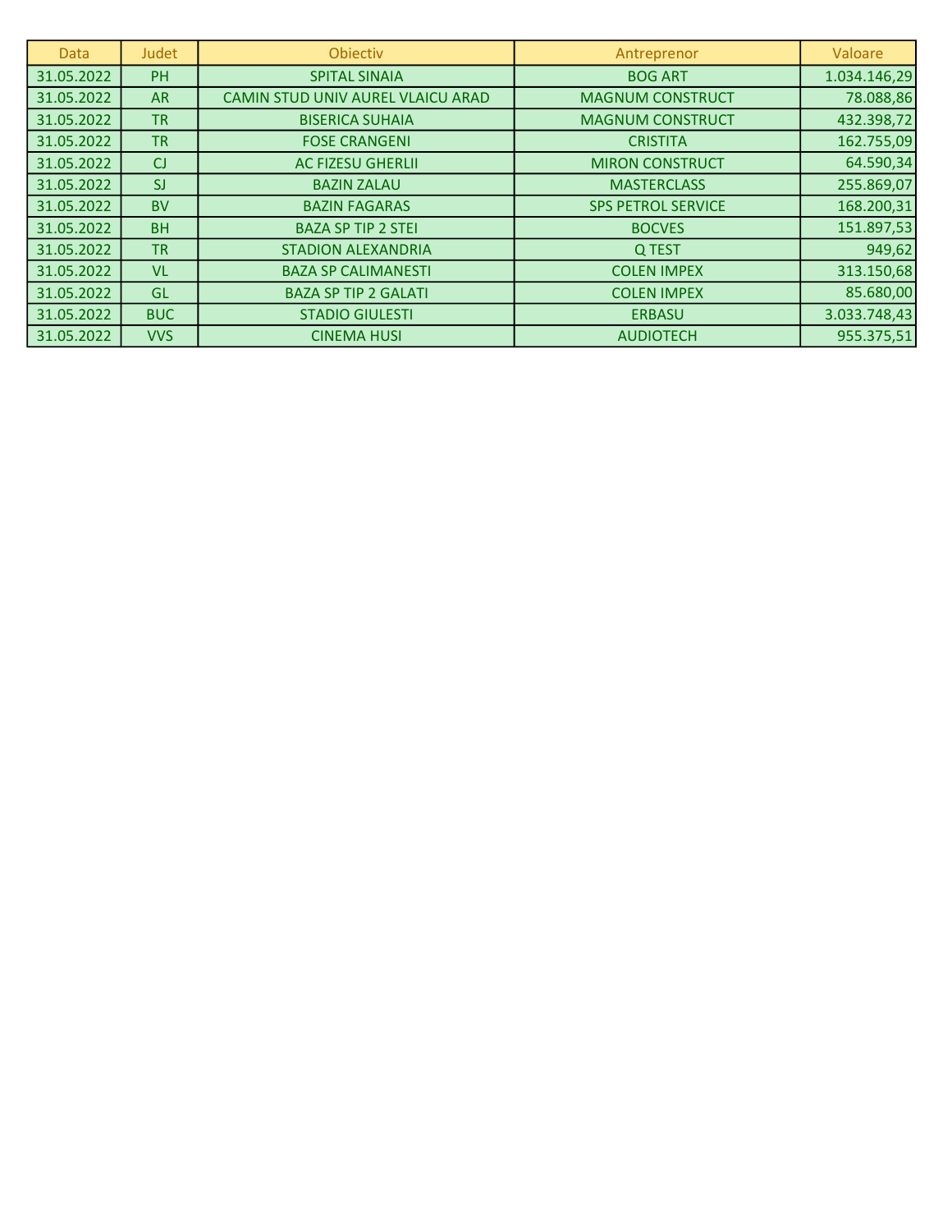| Data | Judet | Obiectiv | Antreprenor | Valoare |
|---|---|---|---|---|
| 31.05.2022 | PH | SPITAL SINAIA | BOG ART | 1.034.146,29 |
| 31.05.2022 | AR | CAMIN STUD UNIV AUREL VLAICU ARAD | MAGNUM CONSTRUCT | 78.088,86 |
| 31.05.2022 | TR | BISERICA SUHAIA | MAGNUM CONSTRUCT | 432.398,72 |
| 31.05.2022 | TR | FOSE CRANGENI | CRISTITA | 162.755,09 |
| 31.05.2022 | CJ | AC FIZESU GHERLII | MIRON CONSTRUCT | 64.590,34 |
| 31.05.2022 | SJ | BAZIN ZALAU | MASTERCLASS | 255.869,07 |
| 31.05.2022 | BV | BAZIN FAGARAS | SPS PETROL SERVICE | 168.200,31 |
| 31.05.2022 | BH | BAZA SP TIP 2 STEI | BOCVES | 151.897,53 |
| 31.05.2022 | TR | STADION ALEXANDRIA | Q TEST | 949,62 |
| 31.05.2022 | VL | BAZA SP CALIMANESTI | COLEN IMPEX | 313.150,68 |
| 31.05.2022 | GL | BAZA SP TIP 2 GALATI | COLEN IMPEX | 85.680,00 |
| 31.05.2022 | BUC | STADIO GIULESTI | ERBASU | 3.033.748,43 |
| 31.05.2022 | VVS | CINEMA HUSI | AUDIOTECH | 955.375,51 |